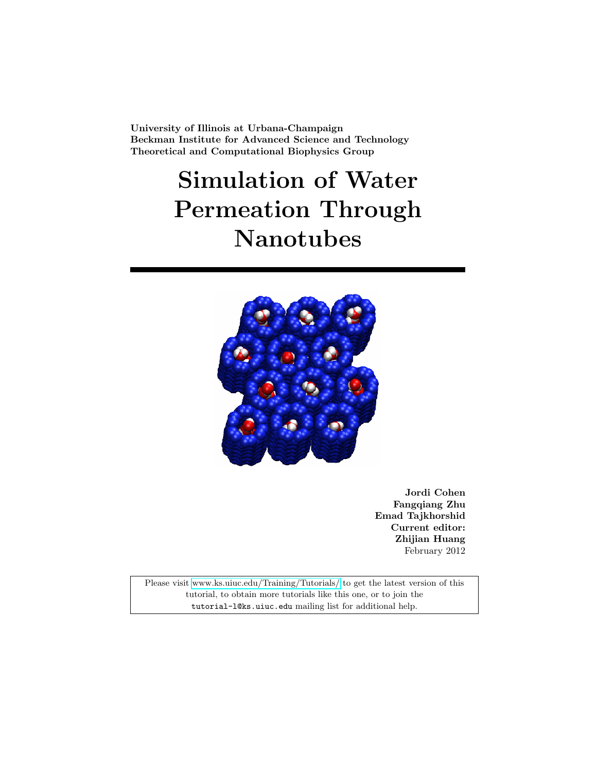**University of Illinois at Urbana-Champaign**
**Beckman Institute for Advanced Science and Technology**
**Theoretical and Computational Biophysics Group**

# Simulation of Water Permeation Through Nanotubes

**Jordi Cohen**
**Fangqiang Zhu**
**Emad Tajkhorshid**
**Current editor:**
**Zhijian Huang**
February 2012

Please visit www.ks.uiuc.edu/Training/Tutorials/ to get the latest version of this tutorial, to obtain more tutorials like this one, or to join the `tutorial-l@ks.uiuc.edu` mailing list for additional help.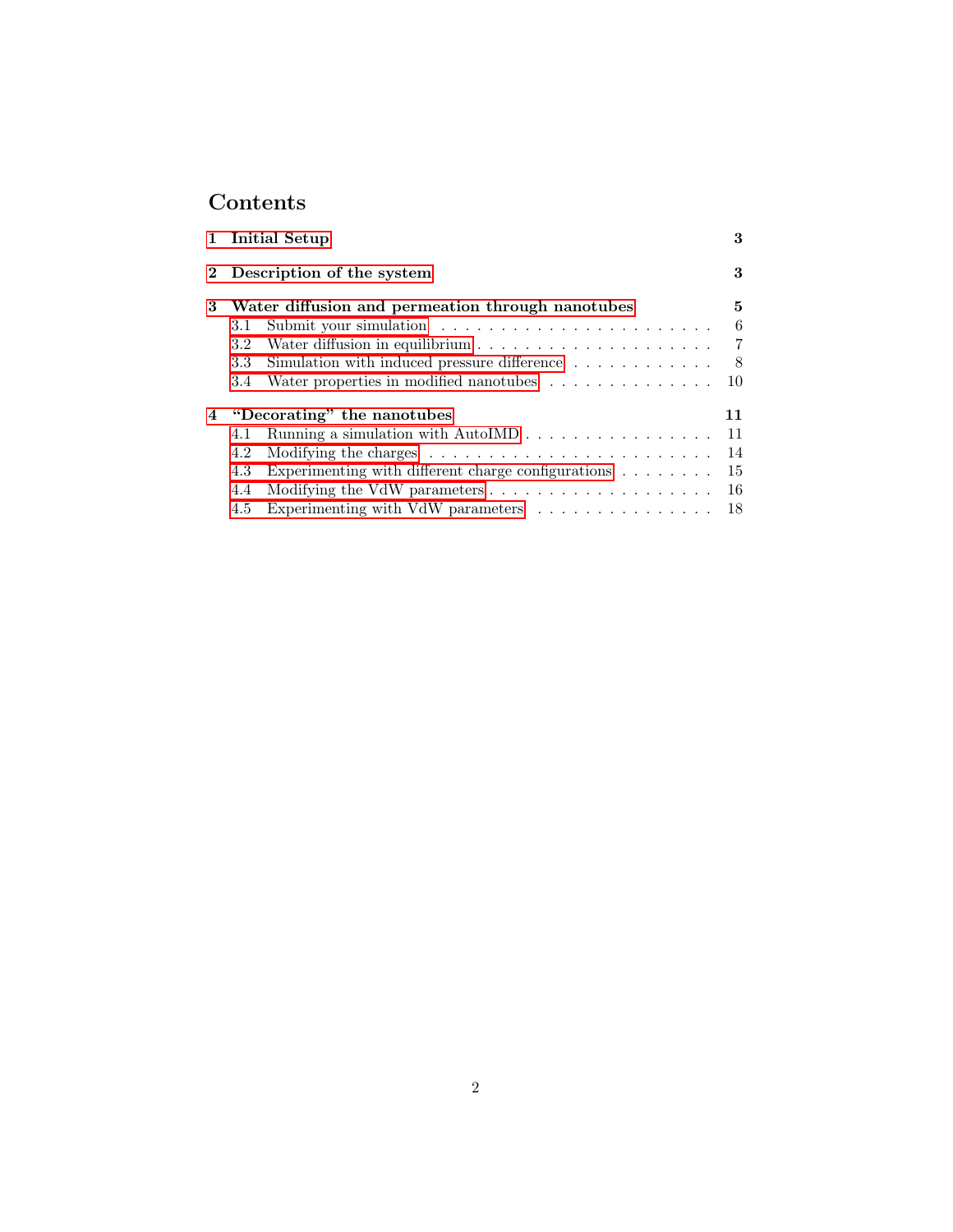# Contents

**1 Initial Setup** **3**

**2 Description of the system** **3**

**3 Water diffusion and permeation through nanotubes** **5**

- 3.1 Submit your simulation . . . . . . . . . . . . . . . . . . . . . . . 6
- 3.2 Water diffusion in equilibrium . . . . . . . . . . . . . . . . . . . . 7
- 3.3 Simulation with induced pressure difference . . . . . . . . . . . . 8
- 3.4 Water properties in modified nanotubes . . . . . . . . . . . . . . 10

**4 "Decorating" the nanotubes** **11**

- 4.1 Running a simulation with AutoIMD . . . . . . . . . . . . . . . . 11
- 4.2 Modifying the charges . . . . . . . . . . . . . . . . . . . . . . . . 14
- 4.3 Experimenting with different charge configurations . . . . . . . . 15
- 4.4 Modifying the VdW parameters . . . . . . . . . . . . . . . . . . . 16
- 4.5 Experimenting with VdW parameters . . . . . . . . . . . . . . . . 18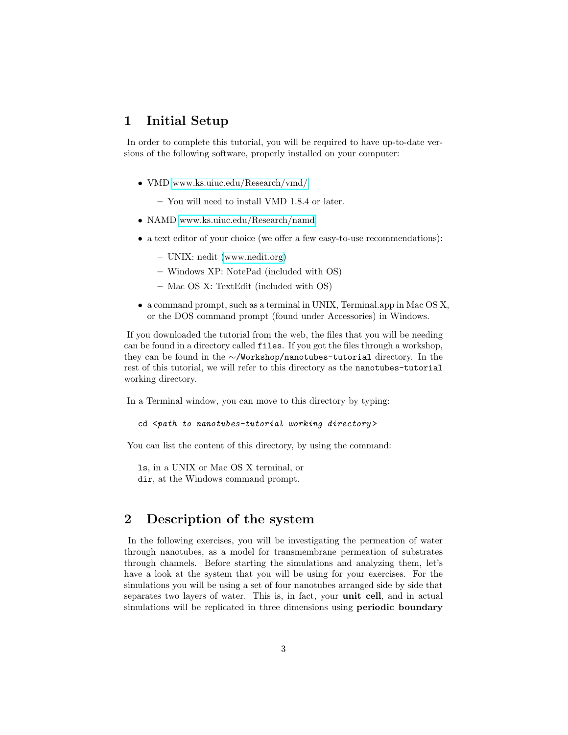# 1 Initial Setup

In order to complete this tutorial, you will be required to have up-to-date versions of the following software, properly installed on your computer:

- VMD www.ks.uiuc.edu/Research/vmd/
  - You will need to install VMD 1.8.4 or later.
- NAMD www.ks.uiuc.edu/Research/namd
- a text editor of your choice (we offer a few easy-to-use recommendations):
  - UNIX: nedit (www.nedit.org)
  - Windows XP: NotePad (included with OS)
  - Mac OS X: TextEdit (included with OS)
- a command prompt, such as a terminal in UNIX, Terminal.app in Mac OS X, or the DOS command prompt (found under Accessories) in Windows.

If you downloaded the tutorial from the web, the files that you will be needing can be found in a directory called `files`. If you got the files through a workshop, they can be found in the `~/Workshop/nanotubes-tutorial` directory. In the rest of this tutorial, we will refer to this directory as the `nanotubes-tutorial` working directory.

In a Terminal window, you can move to this directory by typing:

```
cd <path to nanotubes-tutorial working directory>
```

You can list the content of this directory, by using the command:

`ls`, in a UNIX or Mac OS X terminal, or
`dir`, at the Windows command prompt.

# 2 Description of the system

In the following exercises, you will be investigating the permeation of water through nanotubes, as a model for transmembrane permeation of substrates through channels. Before starting the simulations and analyzing them, let's have a look at the system that you will be using for your exercises. For the simulations you will be using a set of four nanotubes arranged side by side that separates two layers of water. This is, in fact, your **unit cell**, and in actual simulations will be replicated in three dimensions using **periodic boundary**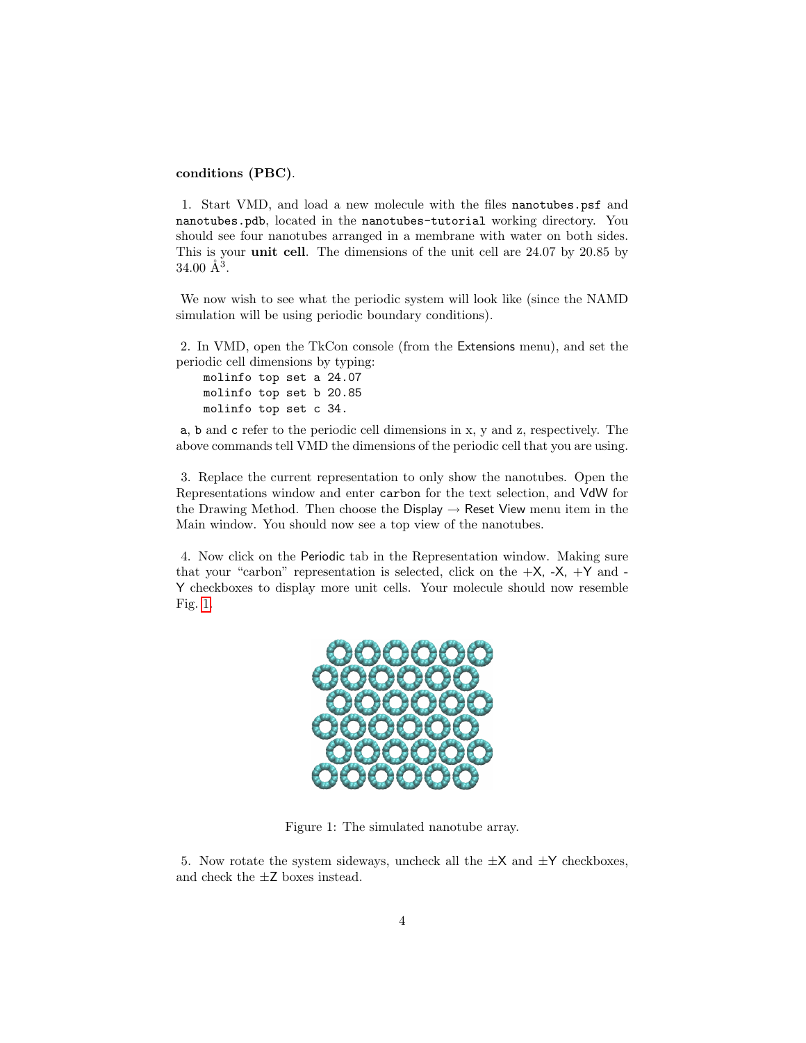**conditions (PBC)**.

1. Start VMD, and load a new molecule with the files `nanotubes.psf` and `nanotubes.pdb`, located in the `nanotubes-tutorial` working directory. You should see four nanotubes arranged in a membrane with water on both sides. This is your **unit cell**. The dimensions of the unit cell are 24.07 by 20.85 by 34.00 Å$^3$.

We now wish to see what the periodic system will look like (since the NAMD simulation will be using periodic boundary conditions).

2. In VMD, open the TkCon console (from the Extensions menu), and set the periodic cell dimensions by typing:

```
molinfo top set a 24.07
molinfo top set b 20.85
molinfo top set c 34.
```

a, b and c refer to the periodic cell dimensions in x, y and z, respectively. The above commands tell VMD the dimensions of the periodic cell that you are using.

3. Replace the current representation to only show the nanotubes. Open the Representations window and enter `carbon` for the text selection, and VdW for the Drawing Method. Then choose the Display → Reset View menu item in the Main window. You should now see a top view of the nanotubes.

4. Now click on the Periodic tab in the Representation window. Making sure that your "carbon" representation is selected, click on the +X, -X, +Y and -Y checkboxes to display more unit cells. Your molecule should now resemble Fig. 1.

Figure 1: The simulated nanotube array.

5. Now rotate the system sideways, uncheck all the ±X and ±Y checkboxes, and check the ±Z boxes instead.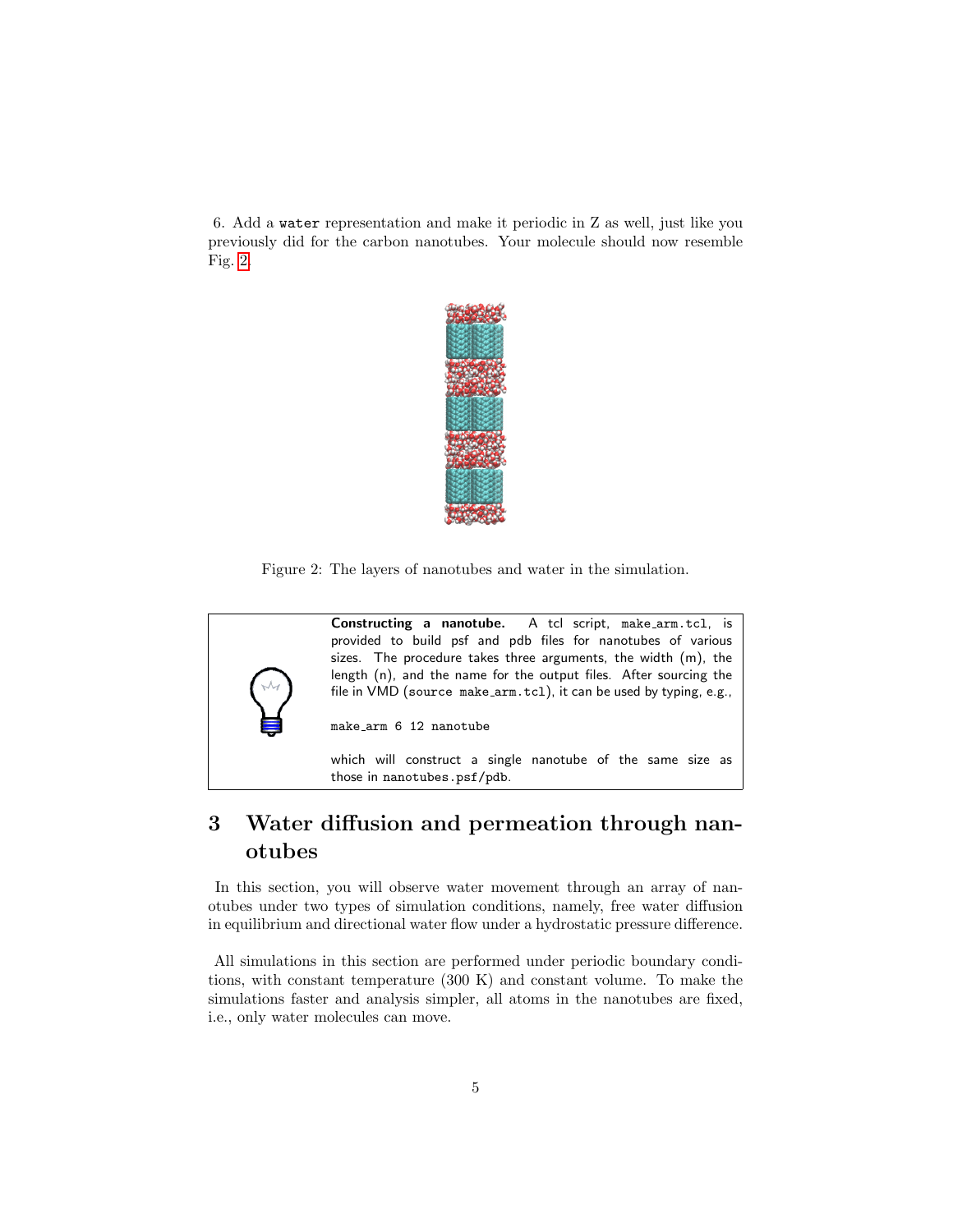6. Add a `water` representation and make it periodic in Z as well, just like you previously did for the carbon nanotubes. Your molecule should now resemble Fig. 2.

Figure 2: The layers of nanotubes and water in the simulation.

> **Constructing a nanotube.** A tcl script, `make_arm.tcl`, is provided to build psf and pdb files for nanotubes of various sizes. The procedure takes three arguments, the width (m), the length (n), and the name for the output files. After sourcing the file in VMD (`source make_arm.tcl`), it can be used by typing, e.g.,
>
> ```
> make_arm 6 12 nanotube
> ```
>
> which will construct a single nanotube of the same size as those in `nanotubes.psf/pdb`.

# 3 Water diffusion and permeation through nanotubes

In this section, you will observe water movement through an array of nanotubes under two types of simulation conditions, namely, free water diffusion in equilibrium and directional water flow under a hydrostatic pressure difference.

All simulations in this section are performed under periodic boundary conditions, with constant temperature (300 K) and constant volume. To make the simulations faster and analysis simpler, all atoms in the nanotubes are fixed, i.e., only water molecules can move.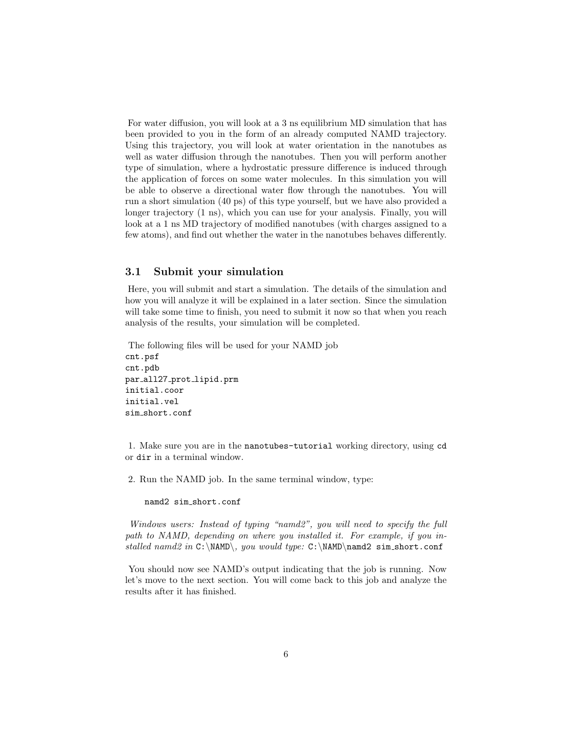For water diffusion, you will look at a 3 ns equilibrium MD simulation that has been provided to you in the form of an already computed NAMD trajectory. Using this trajectory, you will look at water orientation in the nanotubes as well as water diffusion through the nanotubes. Then you will perform another type of simulation, where a hydrostatic pressure difference is induced through the application of forces on some water molecules. In this simulation you will be able to observe a directional water flow through the nanotubes. You will run a short simulation (40 ps) of this type yourself, but we have also provided a longer trajectory (1 ns), which you can use for your analysis. Finally, you will look at a 1 ns MD trajectory of modified nanotubes (with charges assigned to a few atoms), and find out whether the water in the nanotubes behaves differently.

### 3.1 Submit your simulation

Here, you will submit and start a simulation. The details of the simulation and how you will analyze it will be explained in a later section. Since the simulation will take some time to finish, you need to submit it now so that when you reach analysis of the results, your simulation will be completed.

The following files will be used for your NAMD job

```
cnt.psf
cnt.pdb
par_all27_prot_lipid.prm
initial.coor
initial.vel
sim_short.conf
```

1. Make sure you are in the `nanotubes-tutorial` working directory, using `cd` or `dir` in a terminal window.

2. Run the NAMD job. In the same terminal window, type:

```
namd2 sim_short.conf
```

*Windows users: Instead of typing "namd2", you will need to specify the full path to NAMD, depending on where you installed it. For example, if you installed namd2 in* `C:\NAMD\`*, you would type:* `C:\NAMD\namd2 sim_short.conf`

You should now see NAMD's output indicating that the job is running. Now let's move to the next section. You will come back to this job and analyze the results after it has finished.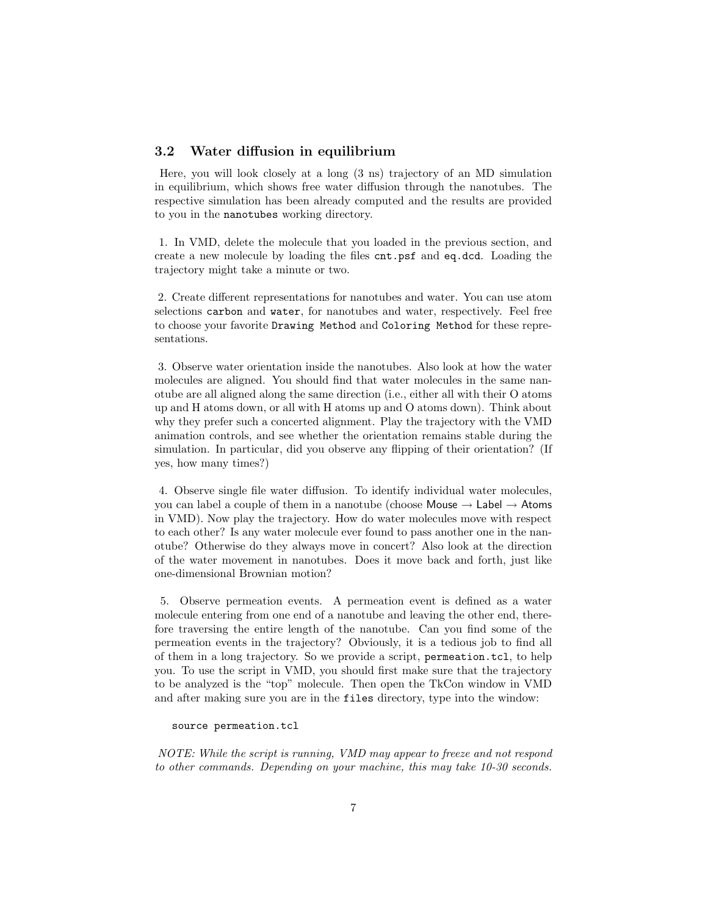### 3.2 Water diffusion in equilibrium

Here, you will look closely at a long (3 ns) trajectory of an MD simulation in equilibrium, which shows free water diffusion through the nanotubes. The respective simulation has been already computed and the results are provided to you in the `nanotubes` working directory.

1. In VMD, delete the molecule that you loaded in the previous section, and create a new molecule by loading the files `cnt.psf` and `eq.dcd`. Loading the trajectory might take a minute or two.

2. Create different representations for nanotubes and water. You can use atom selections `carbon` and `water`, for nanotubes and water, respectively. Feel free to choose your favorite `Drawing Method` and `Coloring Method` for these representations.

3. Observe water orientation inside the nanotubes. Also look at how the water molecules are aligned. You should find that water molecules in the same nanotube are all aligned along the same direction (i.e., either all with their O atoms up and H atoms down, or all with H atoms up and O atoms down). Think about why they prefer such a concerted alignment. Play the trajectory with the VMD animation controls, and see whether the orientation remains stable during the simulation. In particular, did you observe any flipping of their orientation? (If yes, how many times?)

4. Observe single file water diffusion. To identify individual water molecules, you can label a couple of them in a nanotube (choose Mouse → Label → Atoms in VMD). Now play the trajectory. How do water molecules move with respect to each other? Is any water molecule ever found to pass another one in the nanotube? Otherwise do they always move in concert? Also look at the direction of the water movement in nanotubes. Does it move back and forth, just like one-dimensional Brownian motion?

5. Observe permeation events. A permeation event is defined as a water molecule entering from one end of a nanotube and leaving the other end, therefore traversing the entire length of the nanotube. Can you find some of the permeation events in the trajectory? Obviously, it is a tedious job to find all of them in a long trajectory. So we provide a script, `permeation.tcl`, to help you. To use the script in VMD, you should first make sure that the trajectory to be analyzed is the "top" molecule. Then open the TkCon window in VMD and after making sure you are in the `files` directory, type into the window:

```
source permeation.tcl
```

*NOTE: While the script is running, VMD may appear to freeze and not respond to other commands. Depending on your machine, this may take 10-30 seconds.*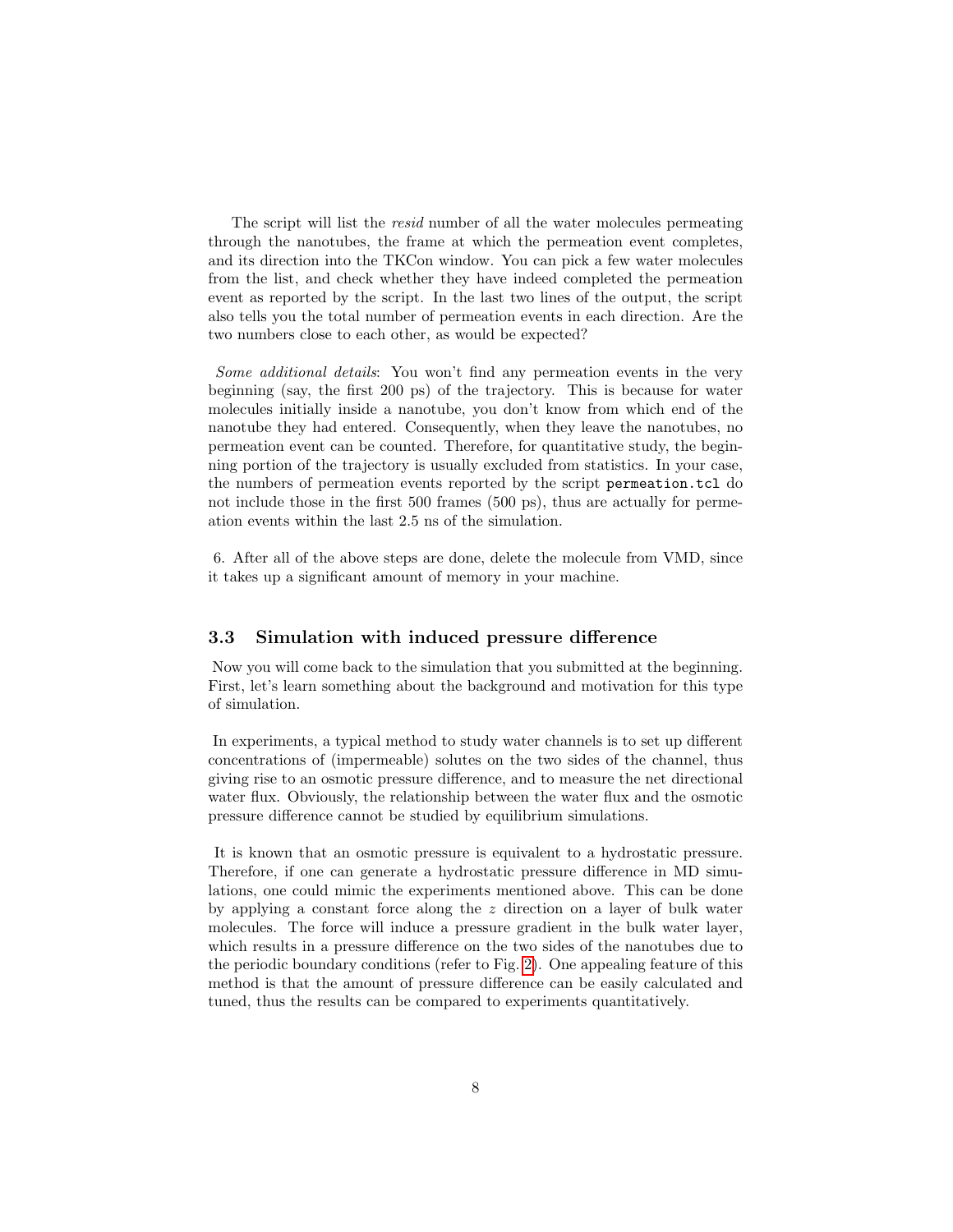The script will list the *resid* number of all the water molecules permeating through the nanotubes, the frame at which the permeation event completes, and its direction into the TKCon window. You can pick a few water molecules from the list, and check whether they have indeed completed the permeation event as reported by the script. In the last two lines of the output, the script also tells you the total number of permeation events in each direction. Are the two numbers close to each other, as would be expected?

*Some additional details*: You won't find any permeation events in the very beginning (say, the first 200 ps) of the trajectory. This is because for water molecules initially inside a nanotube, you don't know from which end of the nanotube they had entered. Consequently, when they leave the nanotubes, no permeation event can be counted. Therefore, for quantitative study, the beginning portion of the trajectory is usually excluded from statistics. In your case, the numbers of permeation events reported by the script `permeation.tcl` do not include those in the first 500 frames (500 ps), thus are actually for permeation events within the last 2.5 ns of the simulation.

6. After all of the above steps are done, delete the molecule from VMD, since it takes up a significant amount of memory in your machine.

### 3.3 Simulation with induced pressure difference

Now you will come back to the simulation that you submitted at the beginning. First, let's learn something about the background and motivation for this type of simulation.

In experiments, a typical method to study water channels is to set up different concentrations of (impermeable) solutes on the two sides of the channel, thus giving rise to an osmotic pressure difference, and to measure the net directional water flux. Obviously, the relationship between the water flux and the osmotic pressure difference cannot be studied by equilibrium simulations.

It is known that an osmotic pressure is equivalent to a hydrostatic pressure. Therefore, if one can generate a hydrostatic pressure difference in MD simulations, one could mimic the experiments mentioned above. This can be done by applying a constant force along the $z$ direction on a layer of bulk water molecules. The force will induce a pressure gradient in the bulk water layer, which results in a pressure difference on the two sides of the nanotubes due to the periodic boundary conditions (refer to Fig. 2). One appealing feature of this method is that the amount of pressure difference can be easily calculated and tuned, thus the results can be compared to experiments quantitatively.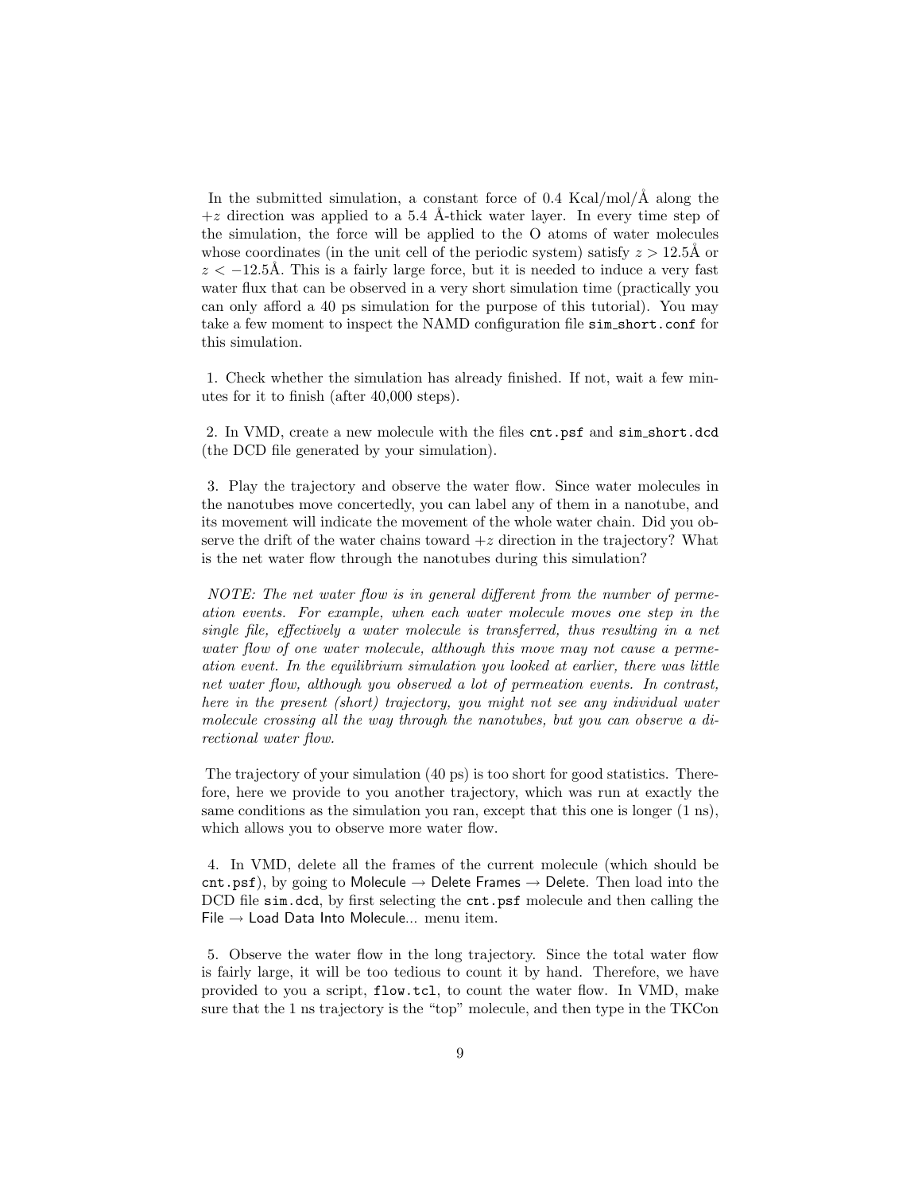In the submitted simulation, a constant force of 0.4 Kcal/mol/Å along the $+z$ direction was applied to a 5.4 Å-thick water layer. In every time step of the simulation, the force will be applied to the O atoms of water molecules whose coordinates (in the unit cell of the periodic system) satisfy $z > 12.5$Å or $z < -12.5$Å. This is a fairly large force, but it is needed to induce a very fast water flux that can be observed in a very short simulation time (practically you can only afford a 40 ps simulation for the purpose of this tutorial). You may take a few moment to inspect the NAMD configuration file `sim_short.conf` for this simulation.

1. Check whether the simulation has already finished. If not, wait a few minutes for it to finish (after 40,000 steps).

2. In VMD, create a new molecule with the files `cnt.psf` and `sim_short.dcd` (the DCD file generated by your simulation).

3. Play the trajectory and observe the water flow. Since water molecules in the nanotubes move concertedly, you can label any of them in a nanotube, and its movement will indicate the movement of the whole water chain. Did you observe the drift of the water chains toward $+z$ direction in the trajectory? What is the net water flow through the nanotubes during this simulation?

*NOTE: The net water flow is in general different from the number of permeation events. For example, when each water molecule moves one step in the single file, effectively a water molecule is transferred, thus resulting in a net water flow of one water molecule, although this move may not cause a permeation event. In the equilibrium simulation you looked at earlier, there was little net water flow, although you observed a lot of permeation events. In contrast, here in the present (short) trajectory, you might not see any individual water molecule crossing all the way through the nanotubes, but you can observe a directional water flow.*

The trajectory of your simulation (40 ps) is too short for good statistics. Therefore, here we provide to you another trajectory, which was run at exactly the same conditions as the simulation you ran, except that this one is longer (1 ns), which allows you to observe more water flow.

4. In VMD, delete all the frames of the current molecule (which should be `cnt.psf`), by going to Molecule → Delete Frames → Delete. Then load into the DCD file `sim.dcd`, by first selecting the `cnt.psf` molecule and then calling the File → Load Data Into Molecule... menu item.

5. Observe the water flow in the long trajectory. Since the total water flow is fairly large, it will be too tedious to count it by hand. Therefore, we have provided to you a script, `flow.tcl`, to count the water flow. In VMD, make sure that the 1 ns trajectory is the "top" molecule, and then type in the TKCon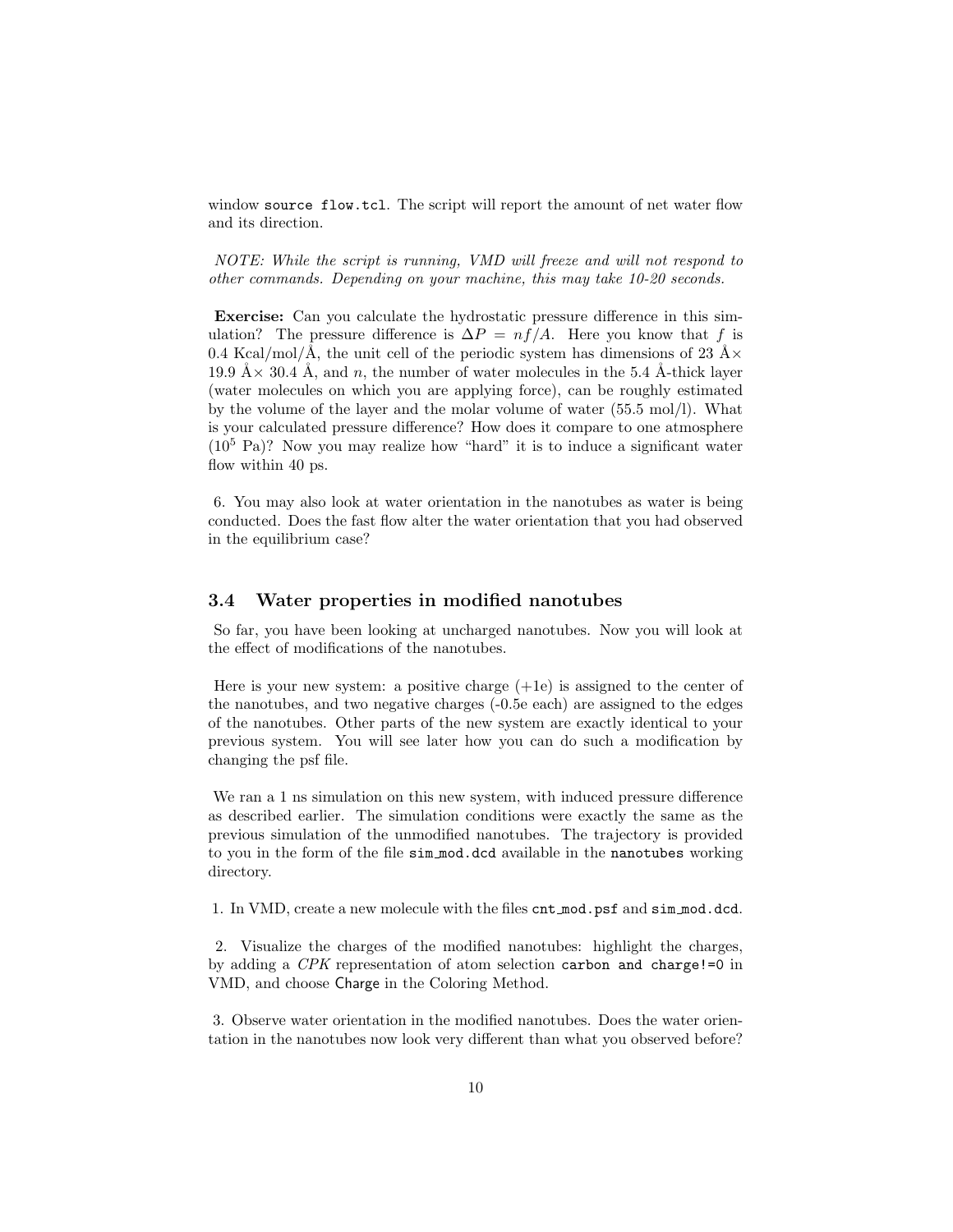window `source flow.tcl`. The script will report the amount of net water flow and its direction.

*NOTE: While the script is running, VMD will freeze and will not respond to other commands. Depending on your machine, this may take 10-20 seconds.*

**Exercise:** Can you calculate the hydrostatic pressure difference in this simulation? The pressure difference is $\Delta P = nf/A$. Here you know that $f$ is 0.4 Kcal/mol/Å, the unit cell of the periodic system has dimensions of 23 Å× 19.9 Å× 30.4 Å, and $n$, the number of water molecules in the 5.4 Å-thick layer (water molecules on which you are applying force), can be roughly estimated by the volume of the layer and the molar volume of water (55.5 mol/l). What is your calculated pressure difference? How does it compare to one atmosphere ($10^5$ Pa)? Now you may realize how "hard" it is to induce a significant water flow within 40 ps.

6. You may also look at water orientation in the nanotubes as water is being conducted. Does the fast flow alter the water orientation that you had observed in the equilibrium case?

## 3.4 Water properties in modified nanotubes

So far, you have been looking at uncharged nanotubes. Now you will look at the effect of modifications of the nanotubes.

Here is your new system: a positive charge (+1e) is assigned to the center of the nanotubes, and two negative charges (-0.5e each) are assigned to the edges of the nanotubes. Other parts of the new system are exactly identical to your previous system. You will see later how you can do such a modification by changing the psf file.

We ran a 1 ns simulation on this new system, with induced pressure difference as described earlier. The simulation conditions were exactly the same as the previous simulation of the unmodified nanotubes. The trajectory is provided to you in the form of the file `sim_mod.dcd` available in the `nanotubes` working directory.

1. In VMD, create a new molecule with the files `cnt_mod.psf` and `sim_mod.dcd`.

2. Visualize the charges of the modified nanotubes: highlight the charges, by adding a *CPK* representation of atom selection `carbon and charge!=0` in VMD, and choose Charge in the Coloring Method.

3. Observe water orientation in the modified nanotubes. Does the water orientation in the nanotubes now look very different than what you observed before?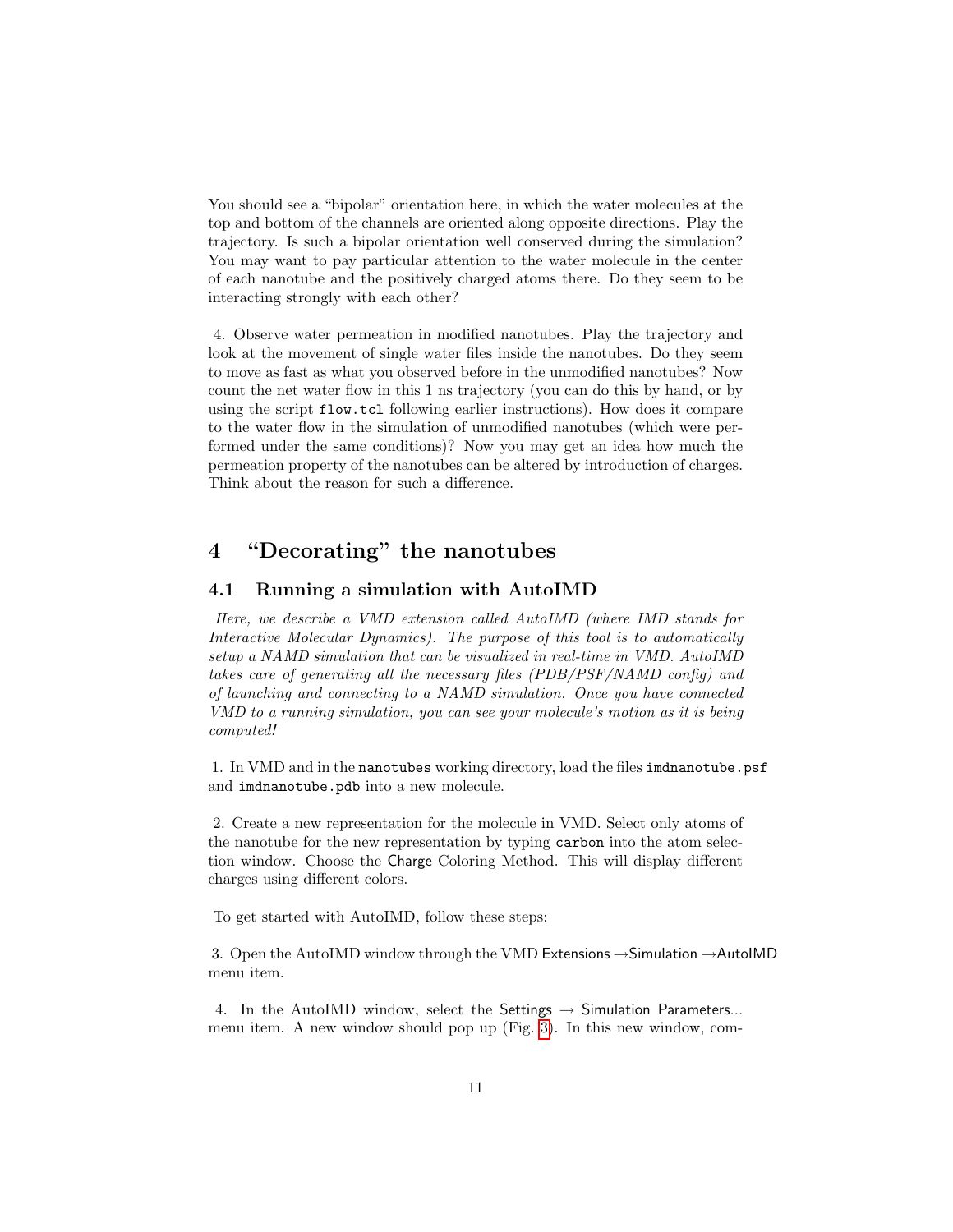You should see a "bipolar" orientation here, in which the water molecules at the top and bottom of the channels are oriented along opposite directions. Play the trajectory. Is such a bipolar orientation well conserved during the simulation? You may want to pay particular attention to the water molecule in the center of each nanotube and the positively charged atoms there. Do they seem to be interacting strongly with each other?

4. Observe water permeation in modified nanotubes. Play the trajectory and look at the movement of single water files inside the nanotubes. Do they seem to move as fast as what you observed before in the unmodified nanotubes? Now count the net water flow in this 1 ns trajectory (you can do this by hand, or by using the script `flow.tcl` following earlier instructions). How does it compare to the water flow in the simulation of unmodified nanotubes (which were performed under the same conditions)? Now you may get an idea how much the permeation property of the nanotubes can be altered by introduction of charges. Think about the reason for such a difference.

# 4 "Decorating" the nanotubes

## 4.1 Running a simulation with AutoIMD

*Here, we describe a VMD extension called AutoIMD (where IMD stands for Interactive Molecular Dynamics). The purpose of this tool is to automatically setup a NAMD simulation that can be visualized in real-time in VMD. AutoIMD takes care of generating all the necessary files (PDB/PSF/NAMD config) and of launching and connecting to a NAMD simulation. Once you have connected VMD to a running simulation, you can see your molecule's motion as it is being computed!*

1. In VMD and in the `nanotubes` working directory, load the files `imdnanotube.psf` and `imdnanotube.pdb` into a new molecule.

2. Create a new representation for the molecule in VMD. Select only atoms of the nanotube for the new representation by typing `carbon` into the atom selection window. Choose the Charge Coloring Method. This will display different charges using different colors.

To get started with AutoIMD, follow these steps:

3. Open the AutoIMD window through the VMD Extensions →Simulation →AutoIMD menu item.

4. In the AutoIMD window, select the Settings → Simulation Parameters... menu item. A new window should pop up (Fig. 3). In this new window, com-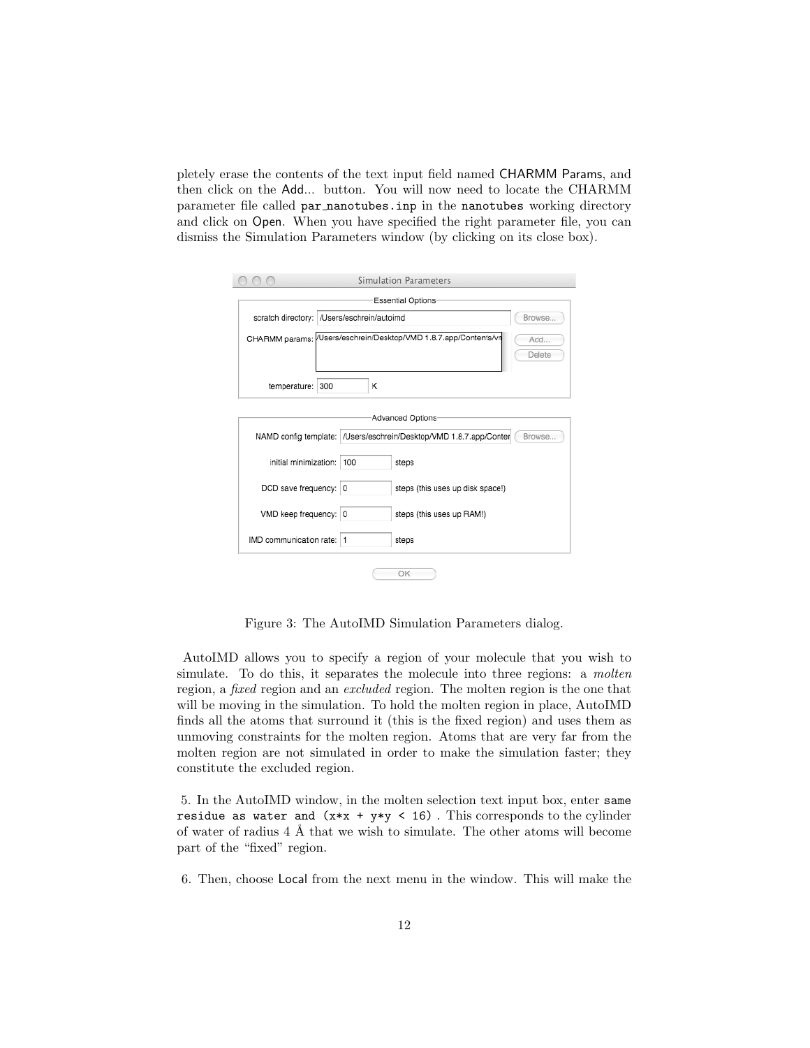pletely erase the contents of the text input field named CHARMM Params, and then click on the Add... button. You will now need to locate the CHARMM parameter file called `par_nanotubes.inp` in the `nanotubes` working directory and click on Open. When you have specified the right parameter file, you can dismiss the Simulation Parameters window (by clicking on its close box).

Figure 3: The AutoIMD Simulation Parameters dialog.

AutoIMD allows you to specify a region of your molecule that you wish to simulate. To do this, it separates the molecule into three regions: a *molten* region, a *fixed* region and an *excluded* region. The molten region is the one that will be moving in the simulation. To hold the molten region in place, AutoIMD finds all the atoms that surround it (this is the fixed region) and uses them as unmoving constraints for the molten region. Atoms that are very far from the molten region are not simulated in order to make the simulation faster; they constitute the excluded region.

5. In the AutoIMD window, in the molten selection text input box, enter `same residue as water and (x*x + y*y < 16)`. This corresponds to the cylinder of water of radius 4 Å that we wish to simulate. The other atoms will become part of the "fixed" region.

6. Then, choose Local from the next menu in the window. This will make the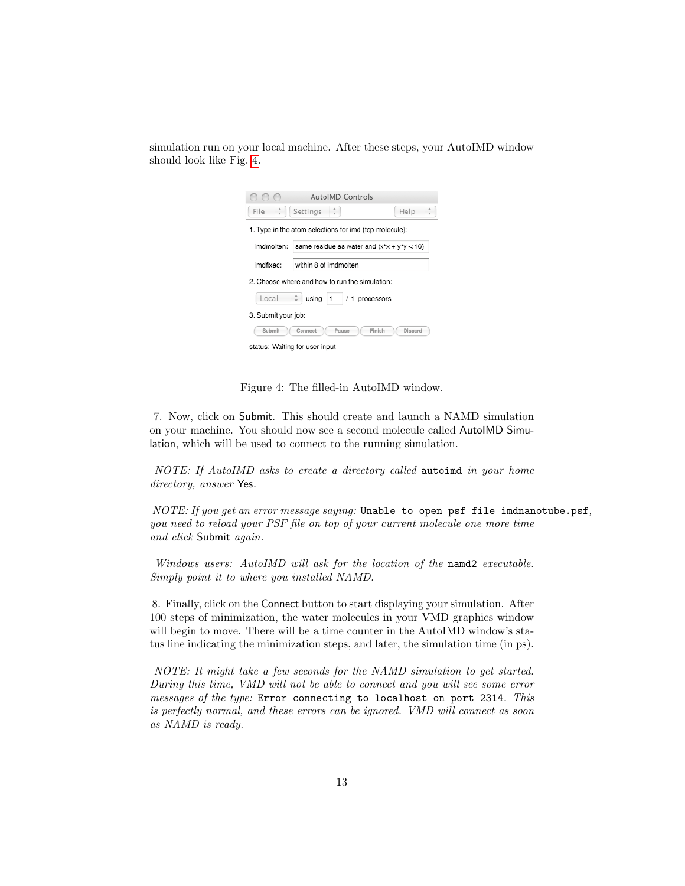simulation run on your local machine. After these steps, your AutoIMD window should look like Fig. 4.

Figure 4: The filled-in AutoIMD window.

7. Now, click on Submit. This should create and launch a NAMD simulation on your machine. You should now see a second molecule called AutoIMD Simulation, which will be used to connect to the running simulation.

*NOTE: If AutoIMD asks to create a directory called* `autoimd` *in your home directory, answer* Yes*.*

*NOTE: If you get an error message saying:* `Unable to open psf file imdnanotube.psf`*, you need to reload your PSF file on top of your current molecule one more time and click* Submit *again.*

*Windows users: AutoIMD will ask for the location of the* `namd2` *executable. Simply point it to where you installed NAMD.*

8. Finally, click on the Connect button to start displaying your simulation. After 100 steps of minimization, the water molecules in your VMD graphics window will begin to move. There will be a time counter in the AutoIMD window's status line indicating the minimization steps, and later, the simulation time (in ps).

*NOTE: It might take a few seconds for the NAMD simulation to get started. During this time, VMD will not be able to connect and you will see some error messages of the type:* `Error connecting to localhost on port 2314`*. This is perfectly normal, and these errors can be ignored. VMD will connect as soon as NAMD is ready.*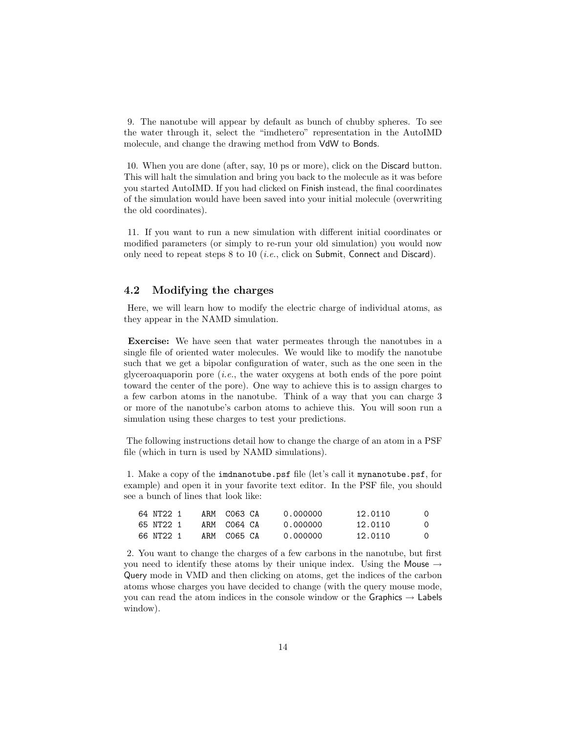9. The nanotube will appear by default as bunch of chubby spheres. To see the water through it, select the "imdhetero" representation in the AutoIMD molecule, and change the drawing method from VdW to Bonds.

10. When you are done (after, say, 10 ps or more), click on the Discard button. This will halt the simulation and bring you back to the molecule as it was before you started AutoIMD. If you had clicked on Finish instead, the final coordinates of the simulation would have been saved into your initial molecule (overwriting the old coordinates).

11. If you want to run a new simulation with different initial coordinates or modified parameters (or simply to re-run your old simulation) you would now only need to repeat steps 8 to 10 (*i.e.*, click on Submit, Connect and Discard).

## 4.2 Modifying the charges

Here, we will learn how to modify the electric charge of individual atoms, as they appear in the NAMD simulation.

**Exercise:** We have seen that water permeates through the nanotubes in a single file of oriented water molecules. We would like to modify the nanotube such that we get a bipolar configuration of water, such as the one seen in the glyceroaquaporin pore (*i.e.*, the water oxygens at both ends of the pore point toward the center of the pore). One way to achieve this is to assign charges to a few carbon atoms in the nanotube. Think of a way that you can charge 3 or more of the nanotube's carbon atoms to achieve this. You will soon run a simulation using these charges to test your predictions.

The following instructions detail how to change the charge of an atom in a PSF file (which in turn is used by NAMD simulations).

1. Make a copy of the `imdnanotube.psf` file (let's call it `mynanotube.psf`, for example) and open it in your favorite text editor. In the PSF file, you should see a bunch of lines that look like:

```
64 NT22 1    ARM  C063 CA     0.000000       12.0110       0
65 NT22 1    ARM  C064 CA     0.000000       12.0110       0
66 NT22 1    ARM  C065 CA     0.000000       12.0110       0
```

2. You want to change the charges of a few carbons in the nanotube, but first you need to identify these atoms by their unique index. Using the Mouse → Query mode in VMD and then clicking on atoms, get the indices of the carbon atoms whose charges you have decided to change (with the query mouse mode, you can read the atom indices in the console window or the Graphics → Labels window).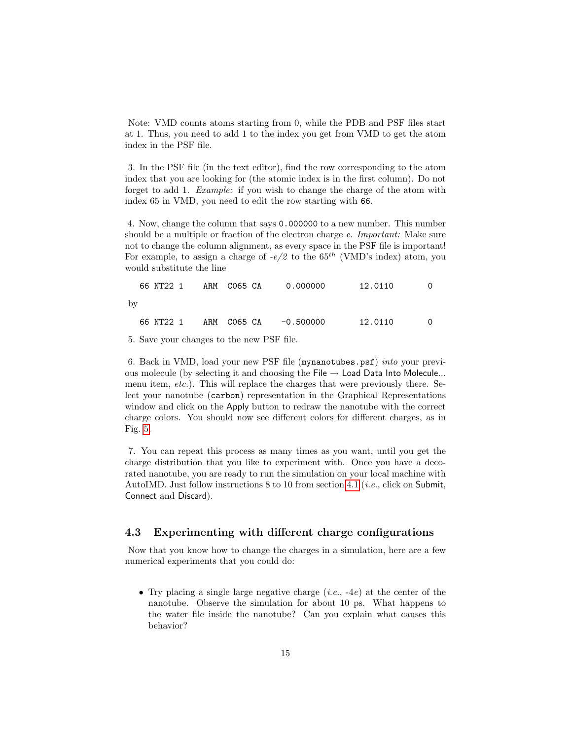Note: VMD counts atoms starting from 0, while the PDB and PSF files start at 1. Thus, you need to add 1 to the index you get from VMD to get the atom index in the PSF file.

3. In the PSF file (in the text editor), find the row corresponding to the atom index that you are looking for (the atomic index is in the first column). Do not forget to add 1. *Example:* if you wish to change the charge of the atom with index 65 in VMD, you need to edit the row starting with `66`.

4. Now, change the column that says `0.000000` to a new number. This number should be a multiple or fraction of the electron charge $e$. *Important:* Make sure not to change the column alignment, as every space in the PSF file is important! For example, to assign a charge of $-e/2$ to the $65^{th}$ (VMD's index) atom, you would substitute the line

```
   66 NT22 1     ARM  C065 CA     0.000000       12.0110        0
```

by

```
   66 NT22 1     ARM  C065 CA    -0.500000       12.0110        0
```

5. Save your changes to the new PSF file.

6. Back in VMD, load your new PSF file (`mynanotubes.psf`) *into* your previous molecule (by selecting it and choosing the File → Load Data Into Molecule... menu item, *etc.*). This will replace the charges that were previously there. Select your nanotube (`carbon`) representation in the Graphical Representations window and click on the Apply button to redraw the nanotube with the correct charge colors. You should now see different colors for different charges, as in Fig. 5.

7. You can repeat this process as many times as you want, until you get the charge distribution that you like to experiment with. Once you have a decorated nanotube, you are ready to run the simulation on your local machine with AutoIMD. Just follow instructions 8 to 10 from section 4.1 (*i.e.*, click on Submit, Connect and Discard).

### 4.3 Experimenting with different charge configurations

Now that you know how to change the charges in a simulation, here are a few numerical experiments that you could do:

- Try placing a single large negative charge (*i.e.*, $-4e$) at the center of the nanotube. Observe the simulation for about 10 ps. What happens to the water file inside the nanotube? Can you explain what causes this behavior?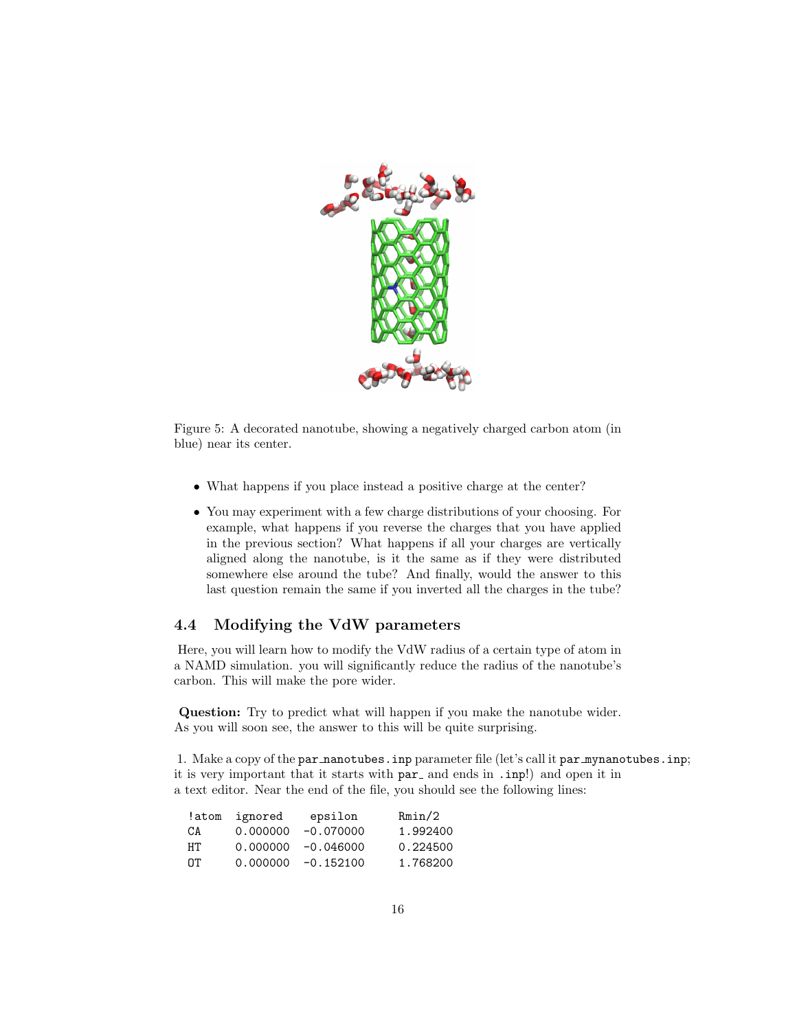Figure 5: A decorated nanotube, showing a negatively charged carbon atom (in blue) near its center.

- What happens if you place instead a positive charge at the center?
- You may experiment with a few charge distributions of your choosing. For example, what happens if you reverse the charges that you have applied in the previous section? What happens if all your charges are vertically aligned along the nanotube, is it the same as if they were distributed somewhere else around the tube? And finally, would the answer to this last question remain the same if you inverted all the charges in the tube?

## 4.4 Modifying the VdW parameters

Here, you will learn how to modify the VdW radius of a certain type of atom in a NAMD simulation. you will significantly reduce the radius of the nanotube's carbon. This will make the pore wider.

**Question:** Try to predict what will happen if you make the nanotube wider. As you will soon see, the answer to this will be quite surprising.

1. Make a copy of the `par_nanotubes.inp` parameter file (let's call it `par_mynanotubes.inp`; it is very important that it starts with `par_` and ends in `.inp`!) and open it in a text editor. Near the end of the file, you should see the following lines:

```
!atom  ignored    epsilon      Rmin/2
CA     0.000000   -0.070000    1.992400
HT     0.000000   -0.046000    0.224500
OT     0.000000   -0.152100    1.768200
```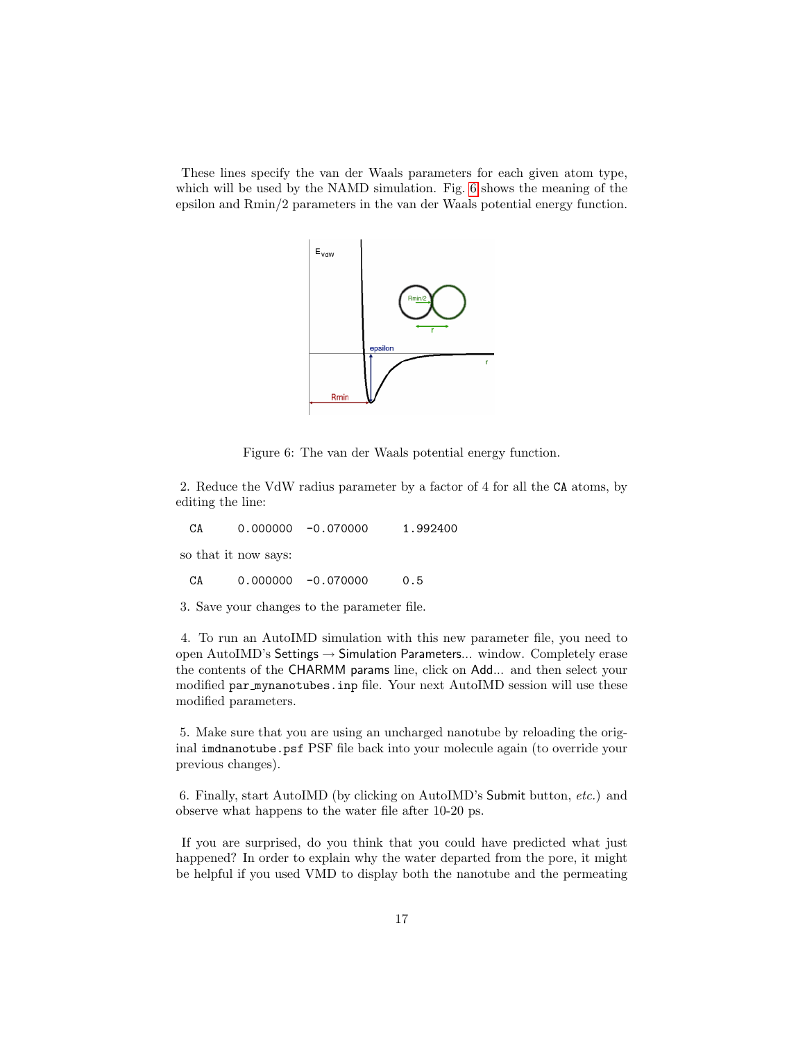These lines specify the van der Waals parameters for each given atom type, which will be used by the NAMD simulation. Fig. 6 shows the meaning of the epsilon and Rmin/2 parameters in the van der Waals potential energy function.

Figure 6: The van der Waals potential energy function.

2. Reduce the VdW radius parameter by a factor of 4 for all the CA atoms, by editing the line:

```
CA      0.000000  -0.070000     1.992400
```

so that it now says:

```
CA      0.000000  -0.070000     0.5
```

3. Save your changes to the parameter file.

4. To run an AutoIMD simulation with this new parameter file, you need to open AutoIMD's Settings → Simulation Parameters... window. Completely erase the contents of the CHARMM params line, click on Add... and then select your modified `par_mynanotubes.inp` file. Your next AutoIMD session will use these modified parameters.

5. Make sure that you are using an uncharged nanotube by reloading the original `imdnanotube.psf` PSF file back into your molecule again (to override your previous changes).

6. Finally, start AutoIMD (by clicking on AutoIMD's Submit button, *etc.*) and observe what happens to the water file after 10-20 ps.

If you are surprised, do you think that you could have predicted what just happened? In order to explain why the water departed from the pore, it might be helpful if you used VMD to display both the nanotube and the permeating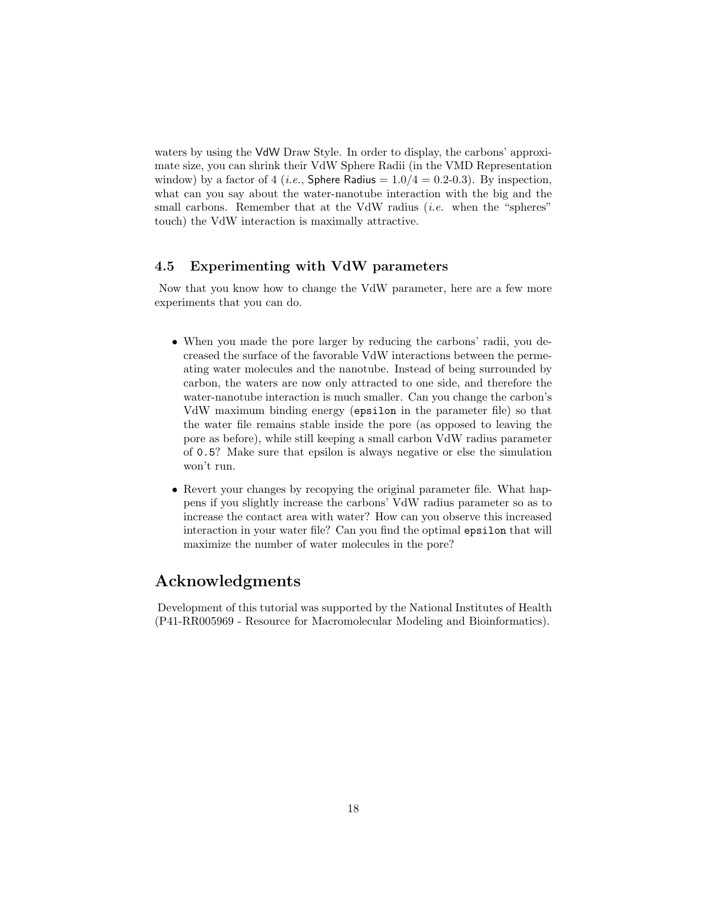waters by using the VdW Draw Style. In order to display, the carbons' approximate size, you can shrink their VdW Sphere Radii (in the VMD Representation window) by a factor of 4 (*i.e.*, Sphere Radius $= 1.0/4 = 0.2$-$0.3$). By inspection, what can you say about the water-nanotube interaction with the big and the small carbons. Remember that at the VdW radius (*i.e.* when the "spheres" touch) the VdW interaction is maximally attractive.

### 4.5 Experimenting with VdW parameters

Now that you know how to change the VdW parameter, here are a few more experiments that you can do.

- When you made the pore larger by reducing the carbons' radii, you decreased the surface of the favorable VdW interactions between the permeating water molecules and the nanotube. Instead of being surrounded by carbon, the waters are now only attracted to one side, and therefore the water-nanotube interaction is much smaller. Can you change the carbon's VdW maximum binding energy (`epsilon` in the parameter file) so that the water file remains stable inside the pore (as opposed to leaving the pore as before), while still keeping a small carbon VdW radius parameter of `0.5`? Make sure that epsilon is always negative or else the simulation won't run.
- Revert your changes by recopying the original parameter file. What happens if you slightly increase the carbons' VdW radius parameter so as to increase the contact area with water? How can you observe this increased interaction in your water file? Can you find the optimal `epsilon` that will maximize the number of water molecules in the pore?

## Acknowledgments

Development of this tutorial was supported by the National Institutes of Health (P41-RR005969 - Resource for Macromolecular Modeling and Bioinformatics).